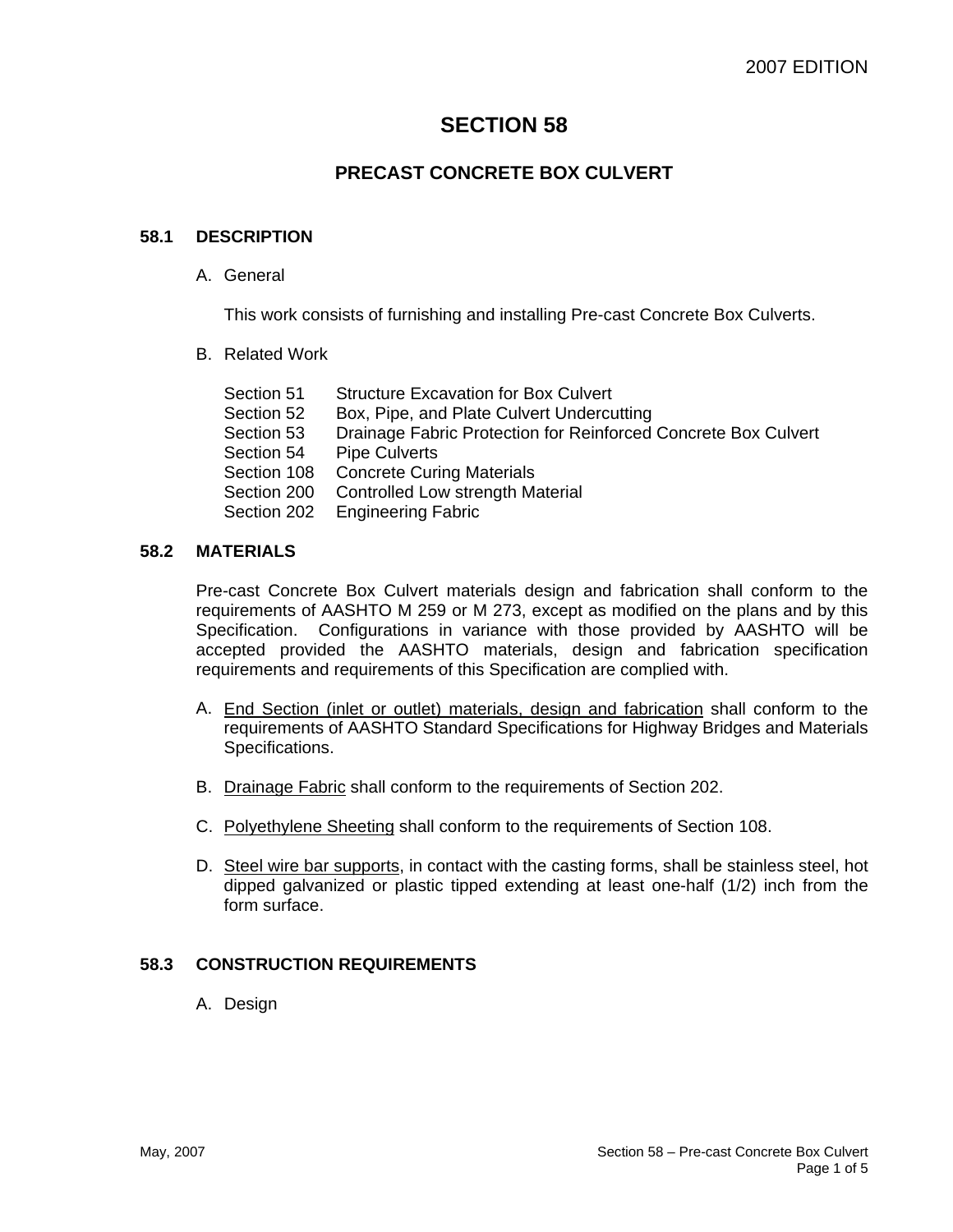# SECTION 58

## PRECAST CONCRETE BOX CULVERT

### 58.1 DESCRIPTION

A. General

This work consists of furnishing and installing Pre-cast Concrete Box Culverts.

B. Related Work

| | |
|---|---|
| Section 51 | Structure Excavation for Box Culvert |
| Section 52 | Box, Pipe, and Plate Culvert Undercutting |
| Section 53 | Drainage Fabric Protection for Reinforced Concrete Box Culvert |
| Section 54 | Pipe Culverts |
| Section 108 | Concrete Curing Materials |
| Section 200 | Controlled Low strength Material |
| Section 202 | Engineering Fabric |

### 58.2 MATERIALS

Pre-cast Concrete Box Culvert materials design and fabrication shall conform to the requirements of AASHTO M 259 or M 273, except as modified on the plans and by this Specification. Configurations in variance with those provided by AASHTO will be accepted provided the AASHTO materials, design and fabrication specification requirements and requirements of this Specification are complied with.

A. <u>End Section (inlet or outlet) materials, design and fabrication</u> shall conform to the requirements of AASHTO Standard Specifications for Highway Bridges and Materials Specifications.

B. <u>Drainage Fabric</u> shall conform to the requirements of Section 202.

C. <u>Polyethylene Sheeting</u> shall conform to the requirements of Section 108.

D. <u>Steel wire bar supports</u>, in contact with the casting forms, shall be stainless steel, hot dipped galvanized or plastic tipped extending at least one-half (1/2) inch from the form surface.

### 58.3 CONSTRUCTION REQUIREMENTS

A. Design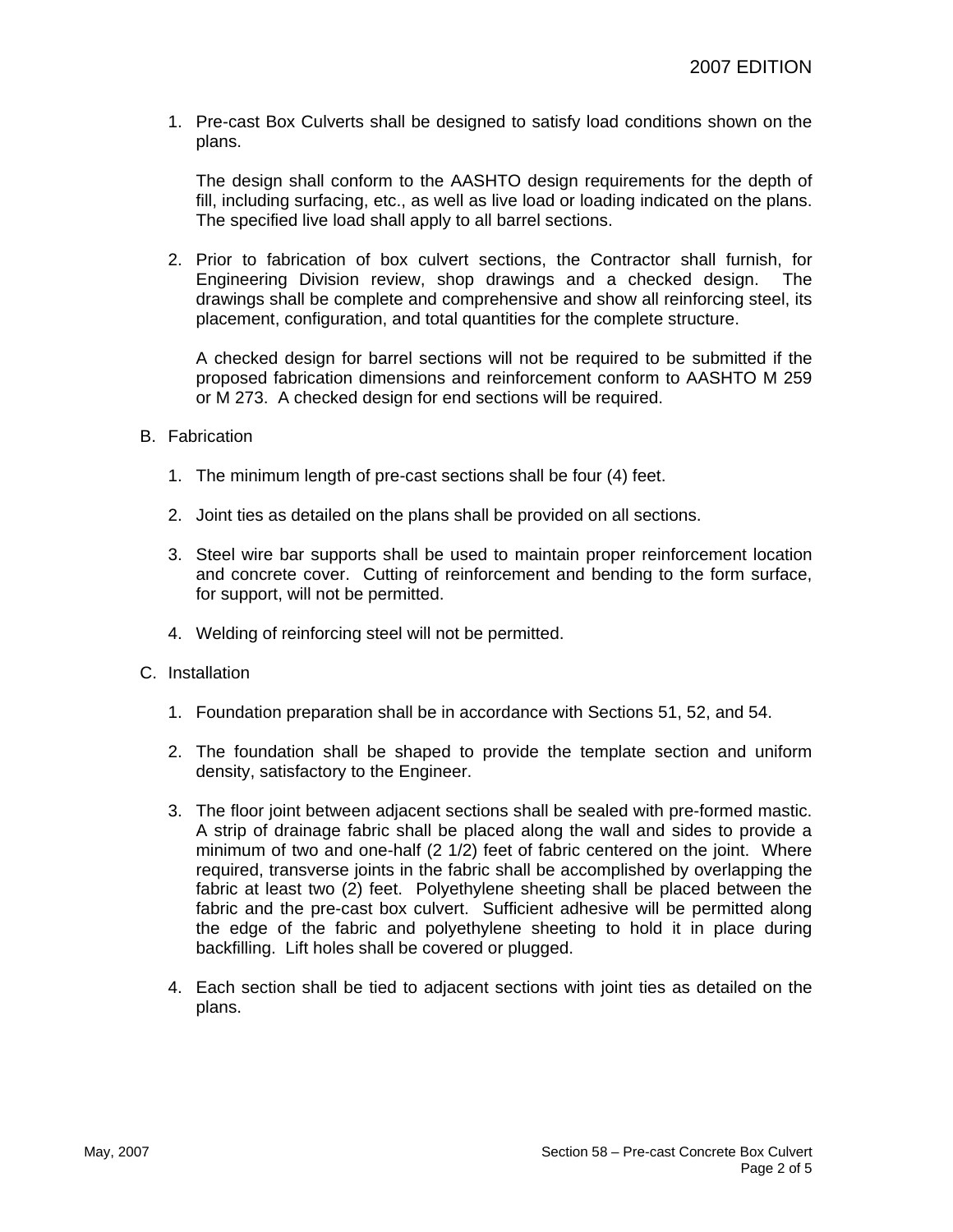1. Pre-cast Box Culverts shall be designed to satisfy load conditions shown on the plans.

   The design shall conform to the AASHTO design requirements for the depth of fill, including surfacing, etc., as well as live load or loading indicated on the plans. The specified live load shall apply to all barrel sections.

2. Prior to fabrication of box culvert sections, the Contractor shall furnish, for Engineering Division review, shop drawings and a checked design. The drawings shall be complete and comprehensive and show all reinforcing steel, its placement, configuration, and total quantities for the complete structure.

   A checked design for barrel sections will not be required to be submitted if the proposed fabrication dimensions and reinforcement conform to AASHTO M 259 or M 273. A checked design for end sections will be required.

B. Fabrication

1. The minimum length of pre-cast sections shall be four (4) feet.

2. Joint ties as detailed on the plans shall be provided on all sections.

3. Steel wire bar supports shall be used to maintain proper reinforcement location and concrete cover. Cutting of reinforcement and bending to the form surface, for support, will not be permitted.

4. Welding of reinforcing steel will not be permitted.

C. Installation

1. Foundation preparation shall be in accordance with Sections 51, 52, and 54.

2. The foundation shall be shaped to provide the template section and uniform density, satisfactory to the Engineer.

3. The floor joint between adjacent sections shall be sealed with pre-formed mastic. A strip of drainage fabric shall be placed along the wall and sides to provide a minimum of two and one-half (2 1/2) feet of fabric centered on the joint. Where required, transverse joints in the fabric shall be accomplished by overlapping the fabric at least two (2) feet. Polyethylene sheeting shall be placed between the fabric and the pre-cast box culvert. Sufficient adhesive will be permitted along the edge of the fabric and polyethylene sheeting to hold it in place during backfilling. Lift holes shall be covered or plugged.

4. Each section shall be tied to adjacent sections with joint ties as detailed on the plans.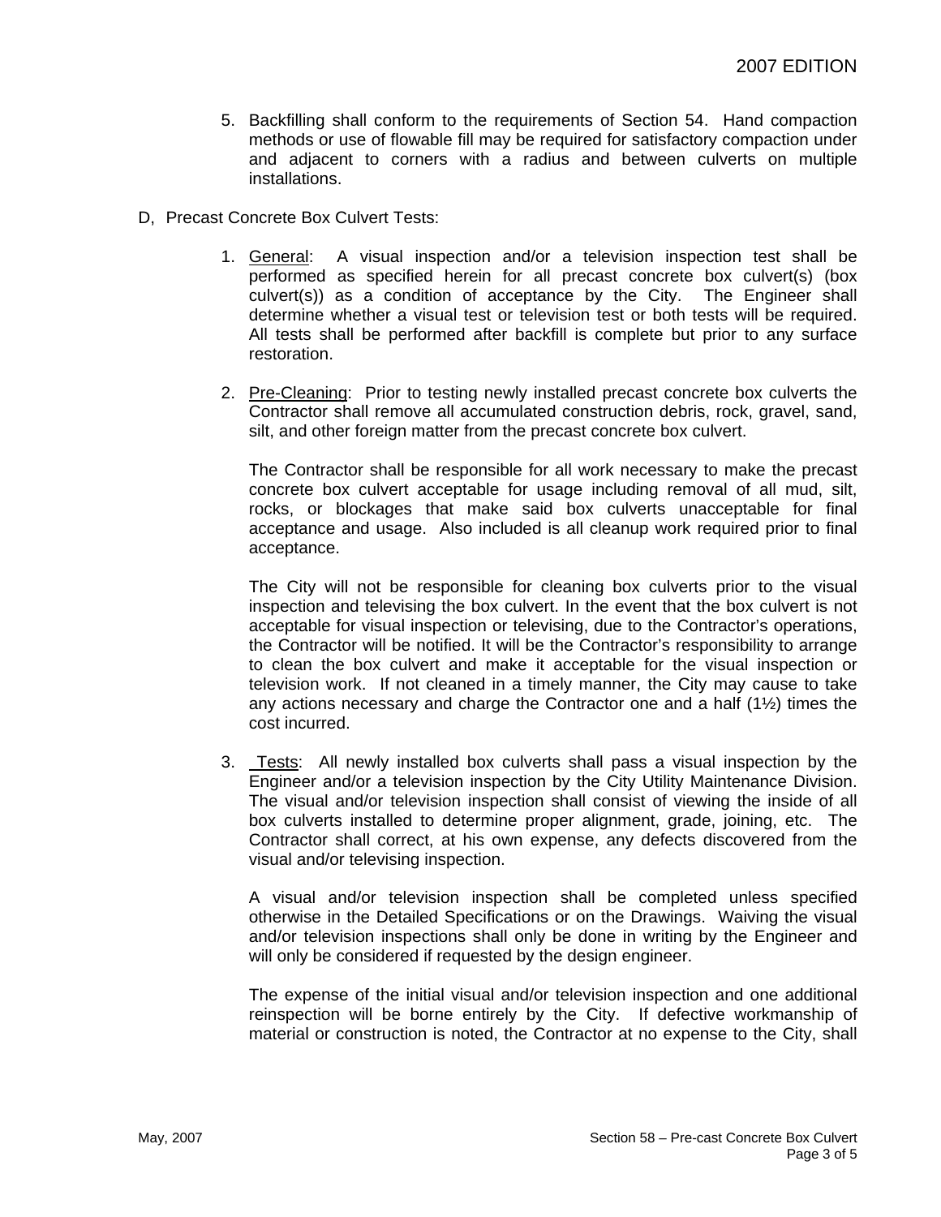5. Backfilling shall conform to the requirements of Section 54. Hand compaction methods or use of flowable fill may be required for satisfactory compaction under and adjacent to corners with a radius and between culverts on multiple installations.

D, Precast Concrete Box Culvert Tests:

1. General: A visual inspection and/or a television inspection test shall be performed as specified herein for all precast concrete box culvert(s) (box culvert(s)) as a condition of acceptance by the City. The Engineer shall determine whether a visual test or television test or both tests will be required. All tests shall be performed after backfill is complete but prior to any surface restoration.

2. Pre-Cleaning: Prior to testing newly installed precast concrete box culverts the Contractor shall remove all accumulated construction debris, rock, gravel, sand, silt, and other foreign matter from the precast concrete box culvert.

   The Contractor shall be responsible for all work necessary to make the precast concrete box culvert acceptable for usage including removal of all mud, silt, rocks, or blockages that make said box culverts unacceptable for final acceptance and usage. Also included is all cleanup work required prior to final acceptance.

   The City will not be responsible for cleaning box culverts prior to the visual inspection and televising the box culvert. In the event that the box culvert is not acceptable for visual inspection or televising, due to the Contractor's operations, the Contractor will be notified. It will be the Contractor's responsibility to arrange to clean the box culvert and make it acceptable for the visual inspection or television work. If not cleaned in a timely manner, the City may cause to take any actions necessary and charge the Contractor one and a half (1½) times the cost incurred.

3. Tests: All newly installed box culverts shall pass a visual inspection by the Engineer and/or a television inspection by the City Utility Maintenance Division. The visual and/or television inspection shall consist of viewing the inside of all box culverts installed to determine proper alignment, grade, joining, etc. The Contractor shall correct, at his own expense, any defects discovered from the visual and/or televising inspection.

   A visual and/or television inspection shall be completed unless specified otherwise in the Detailed Specifications or on the Drawings. Waiving the visual and/or television inspections shall only be done in writing by the Engineer and will only be considered if requested by the design engineer.

   The expense of the initial visual and/or television inspection and one additional reinspection will be borne entirely by the City. If defective workmanship of material or construction is noted, the Contractor at no expense to the City, shall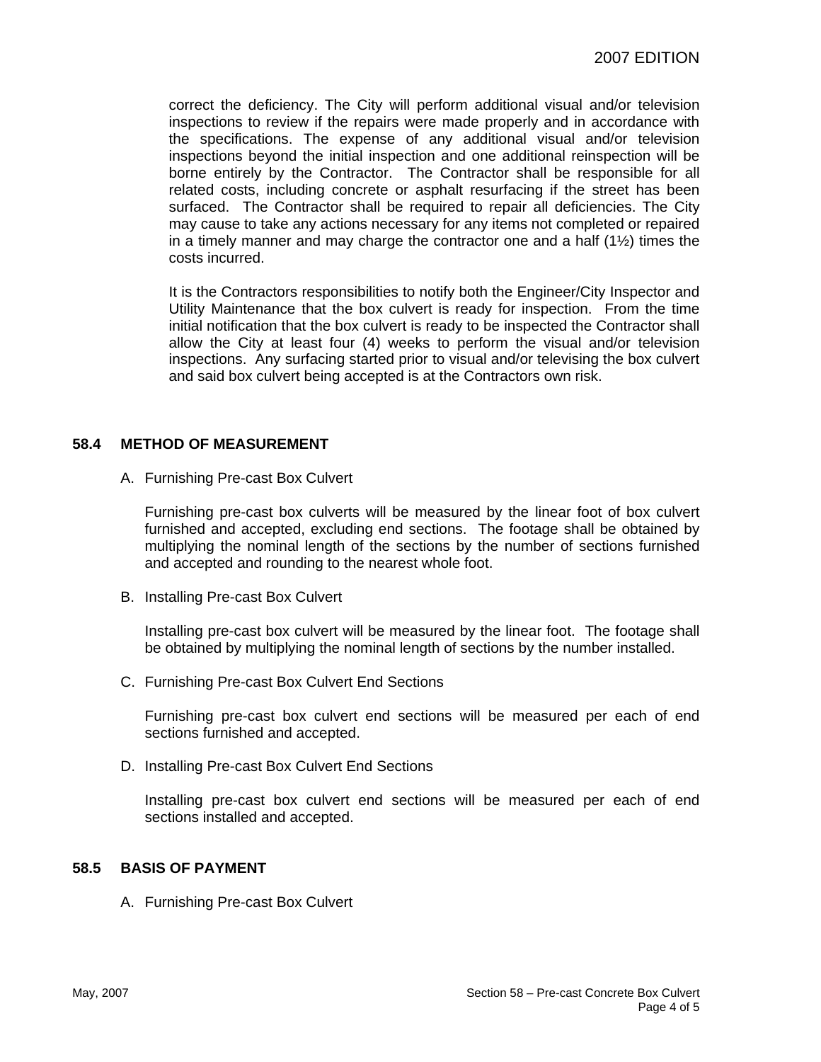correct the deficiency. The City will perform additional visual and/or television inspections to review if the repairs were made properly and in accordance with the specifications. The expense of any additional visual and/or television inspections beyond the initial inspection and one additional reinspection will be borne entirely by the Contractor. The Contractor shall be responsible for all related costs, including concrete or asphalt resurfacing if the street has been surfaced. The Contractor shall be required to repair all deficiencies. The City may cause to take any actions necessary for any items not completed or repaired in a timely manner and may charge the contractor one and a half (1½) times the costs incurred.

It is the Contractors responsibilities to notify both the Engineer/City Inspector and Utility Maintenance that the box culvert is ready for inspection. From the time initial notification that the box culvert is ready to be inspected the Contractor shall allow the City at least four (4) weeks to perform the visual and/or television inspections. Any surfacing started prior to visual and/or televising the box culvert and said box culvert being accepted is at the Contractors own risk.

## 58.4 METHOD OF MEASUREMENT

A. Furnishing Pre-cast Box Culvert

Furnishing pre-cast box culverts will be measured by the linear foot of box culvert furnished and accepted, excluding end sections. The footage shall be obtained by multiplying the nominal length of the sections by the number of sections furnished and accepted and rounding to the nearest whole foot.

B. Installing Pre-cast Box Culvert

Installing pre-cast box culvert will be measured by the linear foot. The footage shall be obtained by multiplying the nominal length of sections by the number installed.

C. Furnishing Pre-cast Box Culvert End Sections

Furnishing pre-cast box culvert end sections will be measured per each of end sections furnished and accepted.

D. Installing Pre-cast Box Culvert End Sections

Installing pre-cast box culvert end sections will be measured per each of end sections installed and accepted.

## 58.5 BASIS OF PAYMENT

A. Furnishing Pre-cast Box Culvert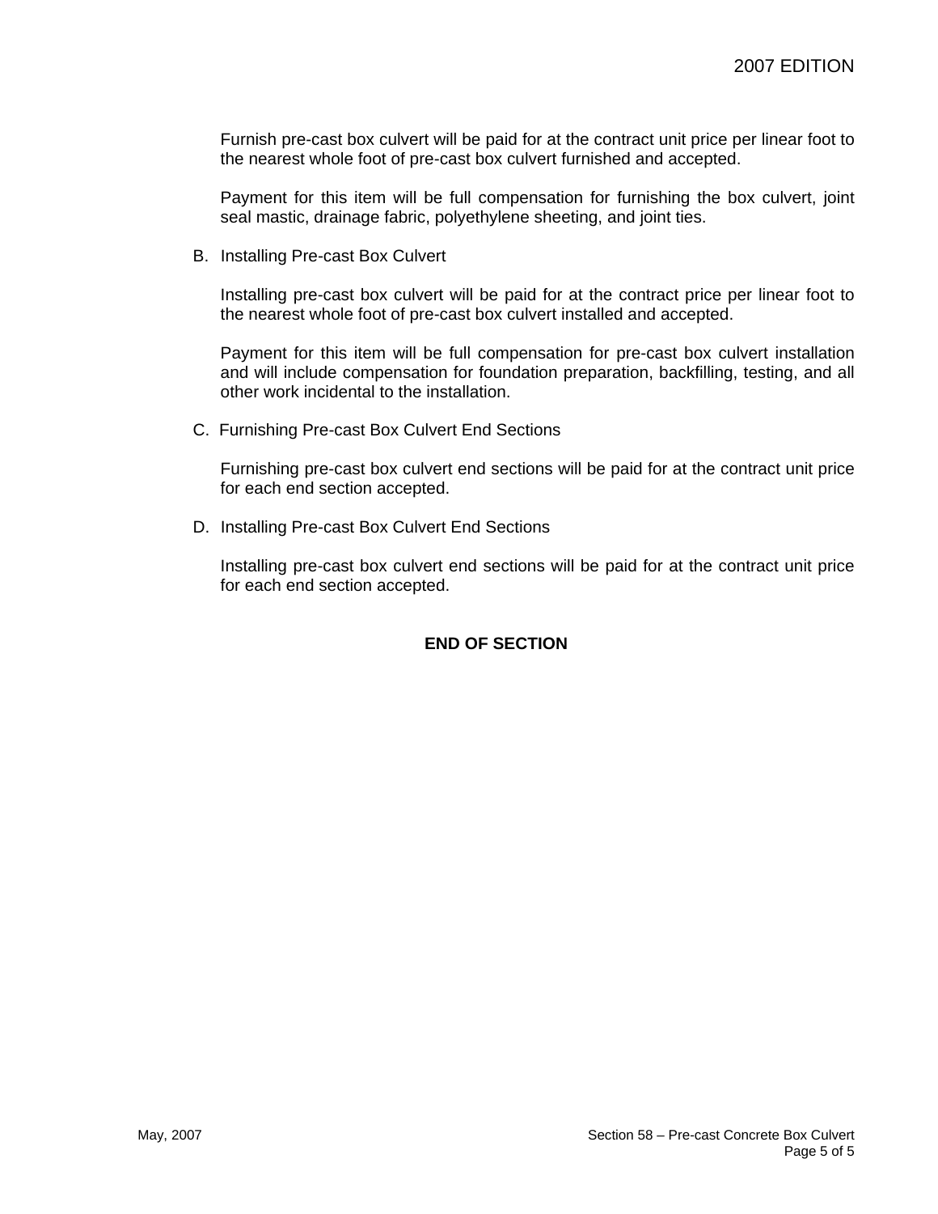Furnish pre-cast box culvert will be paid for at the contract unit price per linear foot to the nearest whole foot of pre-cast box culvert furnished and accepted.

Payment for this item will be full compensation for furnishing the box culvert, joint seal mastic, drainage fabric, polyethylene sheeting, and joint ties.

B. Installing Pre-cast Box Culvert

Installing pre-cast box culvert will be paid for at the contract price per linear foot to the nearest whole foot of pre-cast box culvert installed and accepted.

Payment for this item will be full compensation for pre-cast box culvert installation and will include compensation for foundation preparation, backfilling, testing, and all other work incidental to the installation.

C. Furnishing Pre-cast Box Culvert End Sections

Furnishing pre-cast box culvert end sections will be paid for at the contract unit price for each end section accepted.

D. Installing Pre-cast Box Culvert End Sections

Installing pre-cast box culvert end sections will be paid for at the contract unit price for each end section accepted.

**END OF SECTION**